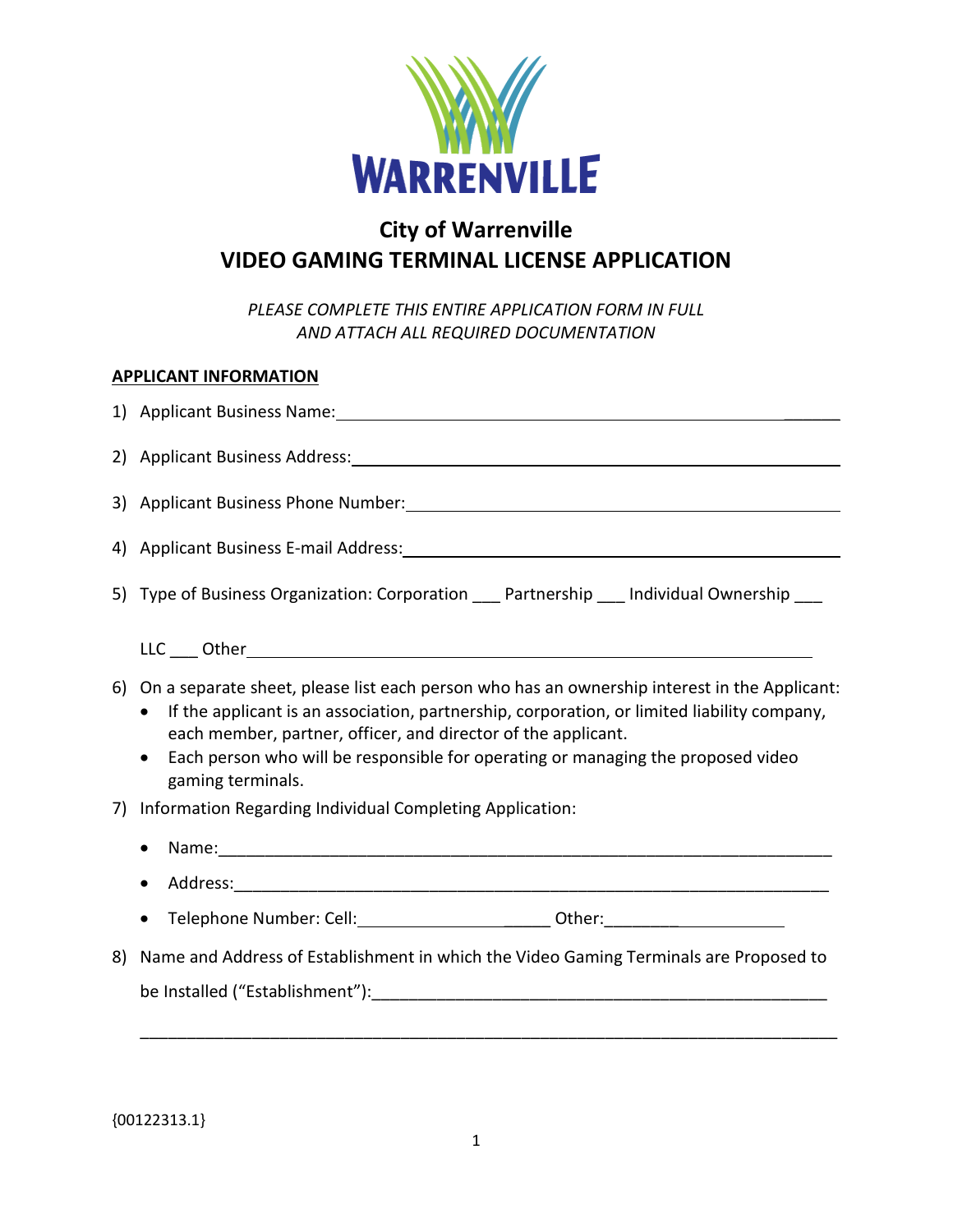WARRENVILLE

# City of Warrenville
# VIDEO GAMING TERMINAL LICENSE APPLICATION

*PLEASE COMPLETE THIS ENTIRE APPLICATION FORM IN FULL AND ATTACH ALL REQUIRED DOCUMENTATION*

**APPLICANT INFORMATION**

1) Applicant Business Name:______________________________________________

2) Applicant Business Address:____________________________________________

3) Applicant Business Phone Number:_______________________________________

4) Applicant Business E-mail Address:______________________________________

5) Type of Business Organization: Corporation ___ Partnership ___ Individual Ownership ___

   LLC ___ Other______________________________________________________

6) On a separate sheet, please list each person who has an ownership interest in the Applicant:
   - If the applicant is an association, partnership, corporation, or limited liability company, each member, partner, officer, and director of the applicant.
   - Each person who will be responsible for operating or managing the proposed video gaming terminals.

7) Information Regarding Individual Completing Application:
   - Name:_________________________________________________________________
   - Address:_______________________________________________________________
   - Telephone Number: Cell:__________________________ Other:____________________

8) Name and Address of Establishment in which the Video Gaming Terminals are Proposed to be Installed ("Establishment"):______________________________________________

   ______________________________________________________________________________

{00122313.1}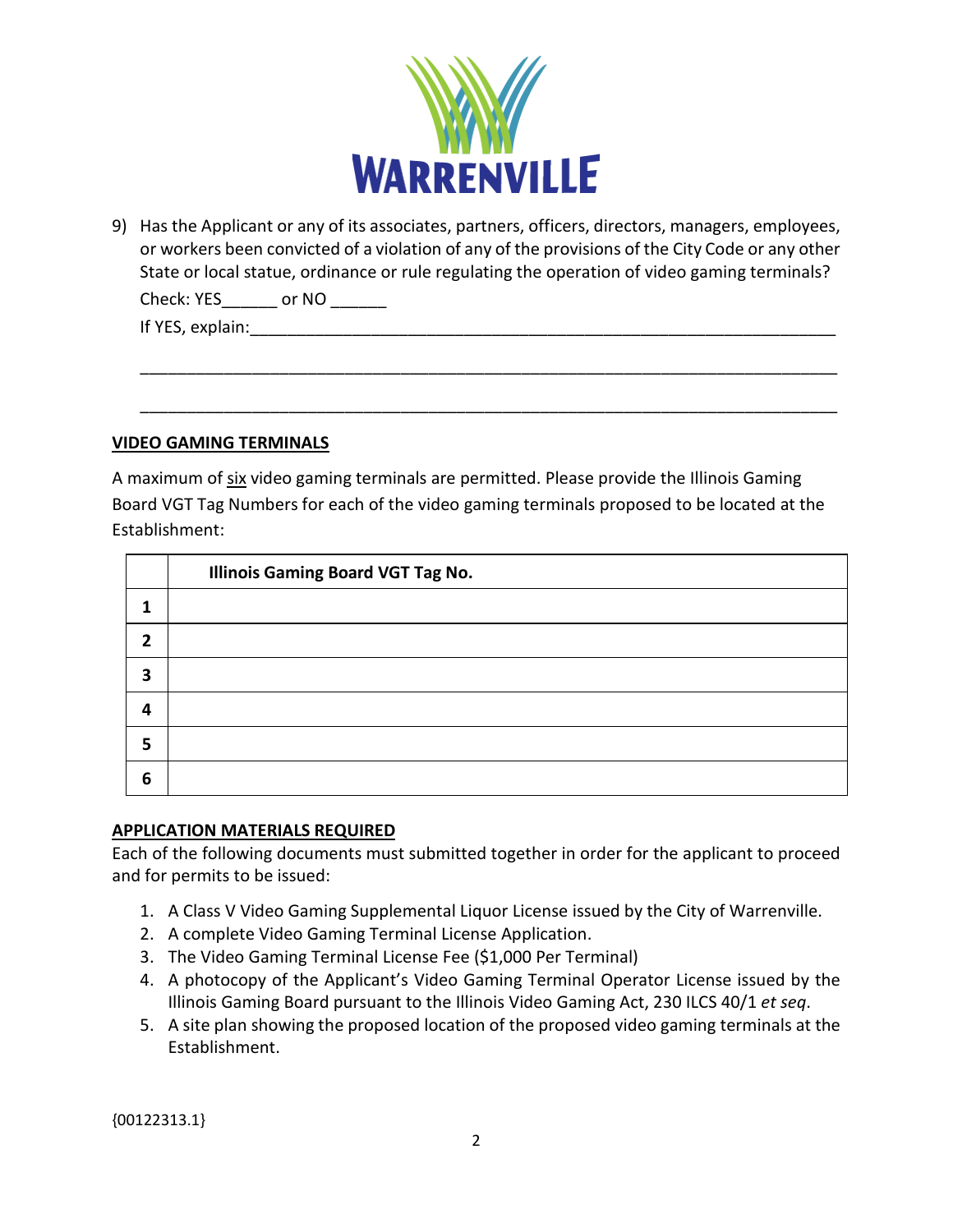9) Has the Applicant or any of its associates, partners, officers, directors, managers, employees, or workers been convicted of a violation of any of the provisions of the City Code or any other State or local statue, ordinance or rule regulating the operation of video gaming terminals?

   Check: YES______ or NO ______

   If YES, explain:_______________________________________________________________

   ___________________________________________________________________________

   ___________________________________________________________________________

**VIDEO GAMING TERMINALS**

A maximum of six video gaming terminals are permitted. Please provide the Illinois Gaming Board VGT Tag Numbers for each of the video gaming terminals proposed to be located at the Establishment:

| | **Illinois Gaming Board VGT Tag No.** |
|---|---|
| **1** | |
| **2** | |
| **3** | |
| **4** | |
| **5** | |
| **6** | |

**APPLICATION MATERIALS REQUIRED**

Each of the following documents must submitted together in order for the applicant to proceed and for permits to be issued:

1. A Class V Video Gaming Supplemental Liquor License issued by the City of Warrenville.
2. A complete Video Gaming Terminal License Application.
3. The Video Gaming Terminal License Fee ($1,000 Per Terminal)
4. A photocopy of the Applicant's Video Gaming Terminal Operator License issued by the Illinois Gaming Board pursuant to the Illinois Video Gaming Act, 230 ILCS 40/1 *et seq*.
5. A site plan showing the proposed location of the proposed video gaming terminals at the Establishment.

{00122313.1}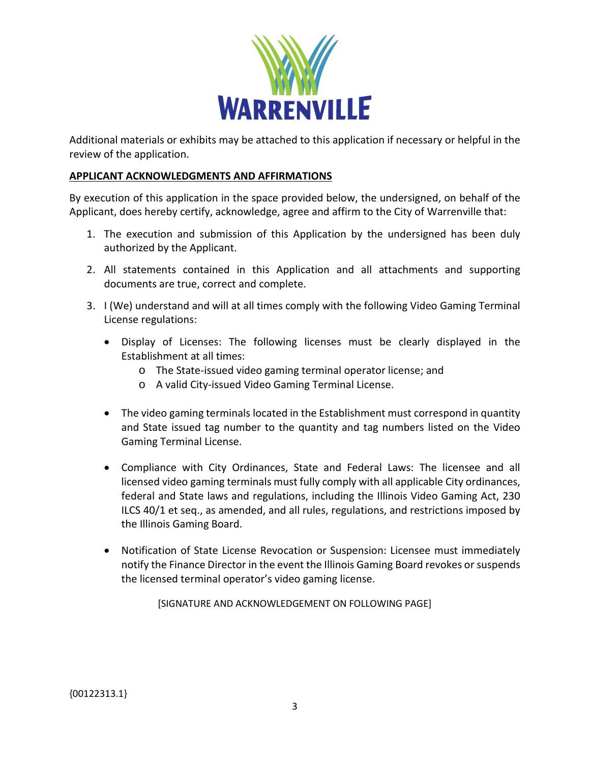Additional materials or exhibits may be attached to this application if necessary or helpful in the review of the application.

## APPLICANT ACKNOWLEDGMENTS AND AFFIRMATIONS

By execution of this application in the space provided below, the undersigned, on behalf of the Applicant, does hereby certify, acknowledge, agree and affirm to the City of Warrenville that:

1. The execution and submission of this Application by the undersigned has been duly authorized by the Applicant.

2. All statements contained in this Application and all attachments and supporting documents are true, correct and complete.

3. I (We) understand and will at all times comply with the following Video Gaming Terminal License regulations:

   - Display of Licenses: The following licenses must be clearly displayed in the Establishment at all times:
     - The State-issued video gaming terminal operator license; and
     - A valid City-issued Video Gaming Terminal License.

   - The video gaming terminals located in the Establishment must correspond in quantity and State issued tag number to the quantity and tag numbers listed on the Video Gaming Terminal License.

   - Compliance with City Ordinances, State and Federal Laws: The licensee and all licensed video gaming terminals must fully comply with all applicable City ordinances, federal and State laws and regulations, including the Illinois Video Gaming Act, 230 ILCS 40/1 et seq., as amended, and all rules, regulations, and restrictions imposed by the Illinois Gaming Board.

   - Notification of State License Revocation or Suspension: Licensee must immediately notify the Finance Director in the event the Illinois Gaming Board revokes or suspends the licensed terminal operator's video gaming license.

[SIGNATURE AND ACKNOWLEDGEMENT ON FOLLOWING PAGE]

{00122313.1}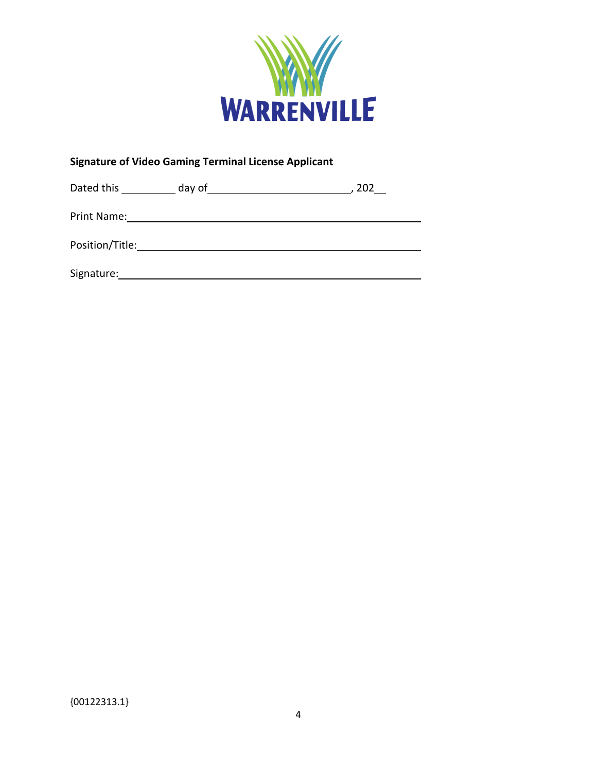WARRENVILLE

**Signature of Video Gaming Terminal License Applicant**

Dated this __________ day of __________________________, 202__

Print Name: ________________________________________________

Position/Title: ______________________________________________

Signature: __________________________________________________

{00122313.1}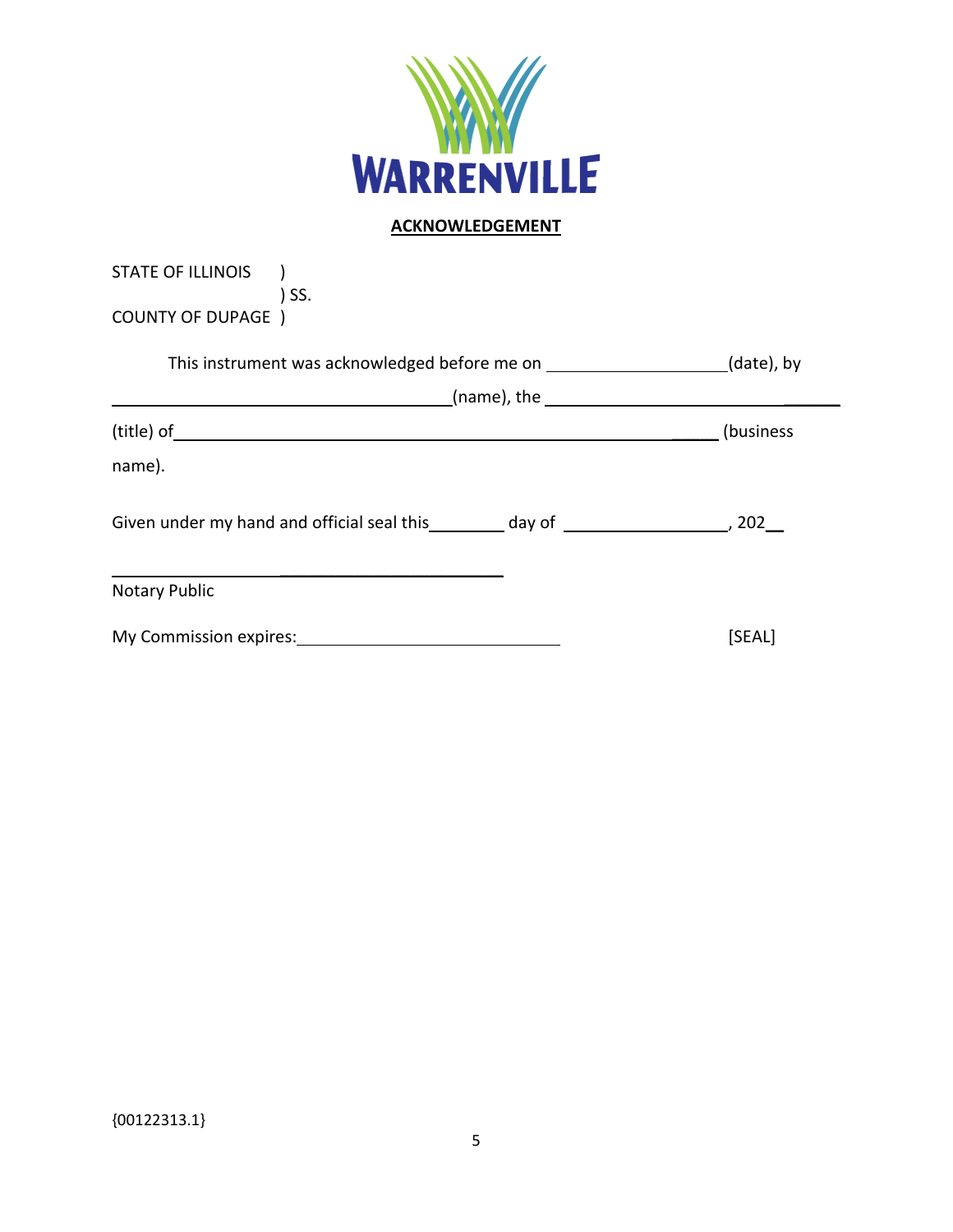WARRENVILLE

**ACKNOWLEDGEMENT**

STATE OF ILLINOIS )
) SS.
COUNTY OF DUPAGE )

This instrument was acknowledged before me on ____________________(date), by ______________________________________(name), the ______________________________ (title) of ______________________________________________________ (business name).

Given under my hand and official seal this________ day of ________________, 202__

______________________________
Notary Public

My Commission expires:______________________________ [SEAL]

{00122313.1}